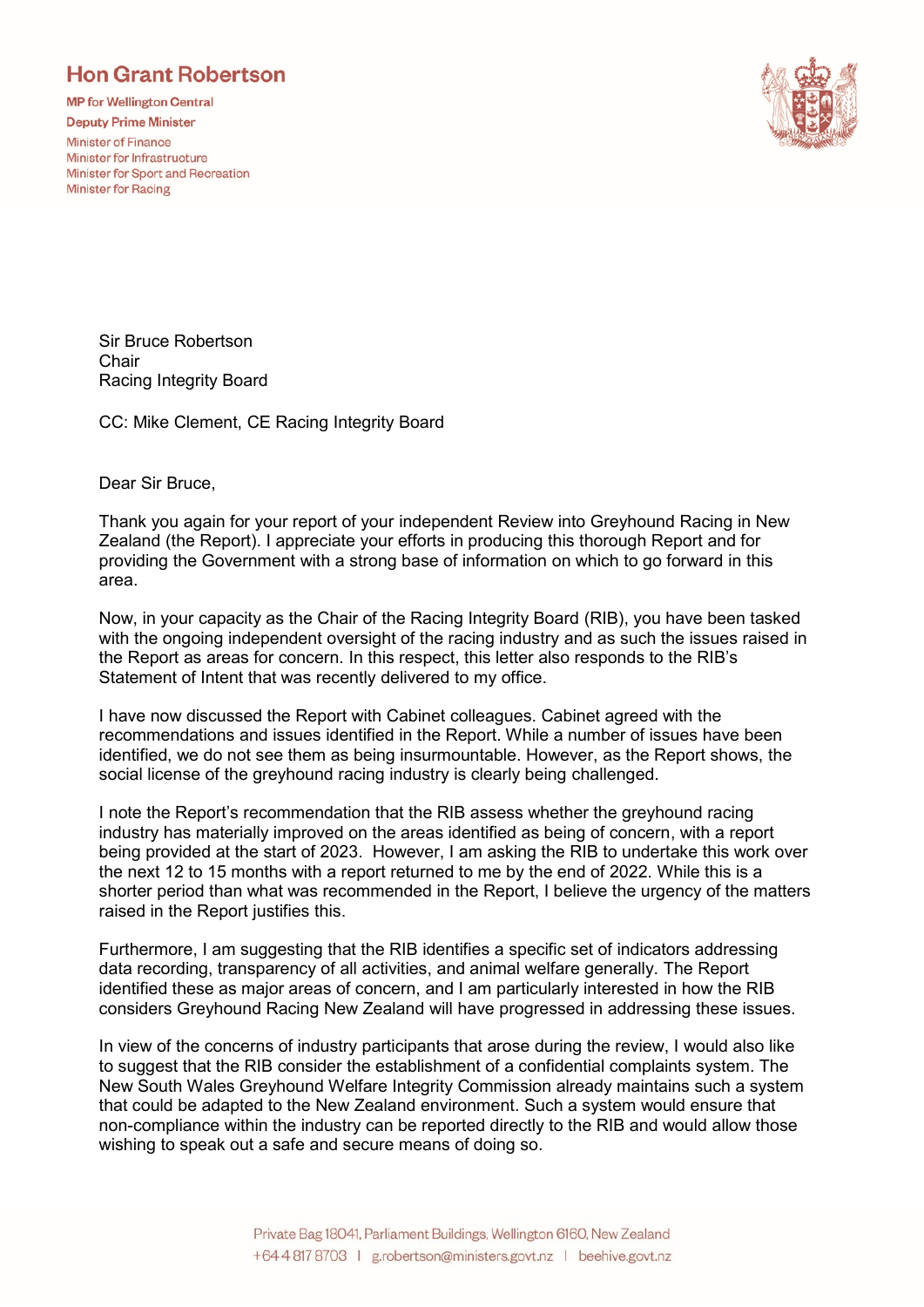# Hon Grant Robertson

**MP for Wellington Central**
**Deputy Prime Minister**
Minister of Finance
Minister for Infrastructure
Minister for Sport and Recreation
Minister for Racing

Sir Bruce Robertson
Chair
Racing Integrity Board

CC: Mike Clement, CE Racing Integrity Board

Dear Sir Bruce,

Thank you again for your report of your independent Review into Greyhound Racing in New Zealand (the Report). I appreciate your efforts in producing this thorough Report and for providing the Government with a strong base of information on which to go forward in this area.

Now, in your capacity as the Chair of the Racing Integrity Board (RIB), you have been tasked with the ongoing independent oversight of the racing industry and as such the issues raised in the Report as areas for concern. In this respect, this letter also responds to the RIB's Statement of Intent that was recently delivered to my office.

I have now discussed the Report with Cabinet colleagues. Cabinet agreed with the recommendations and issues identified in the Report. While a number of issues have been identified, we do not see them as being insurmountable. However, as the Report shows, the social license of the greyhound racing industry is clearly being challenged.

I note the Report's recommendation that the RIB assess whether the greyhound racing industry has materially improved on the areas identified as being of concern, with a report being provided at the start of 2023. However, I am asking the RIB to undertake this work over the next 12 to 15 months with a report returned to me by the end of 2022. While this is a shorter period than what was recommended in the Report, I believe the urgency of the matters raised in the Report justifies this.

Furthermore, I am suggesting that the RIB identifies a specific set of indicators addressing data recording, transparency of all activities, and animal welfare generally. The Report identified these as major areas of concern, and I am particularly interested in how the RIB considers Greyhound Racing New Zealand will have progressed in addressing these issues.

In view of the concerns of industry participants that arose during the review, I would also like to suggest that the RIB consider the establishment of a confidential complaints system. The New South Wales Greyhound Welfare Integrity Commission already maintains such a system that could be adapted to the New Zealand environment. Such a system would ensure that non-compliance within the industry can be reported directly to the RIB and would allow those wishing to speak out a safe and secure means of doing so.

Private Bag 18041, Parliament Buildings, Wellington 6160, New Zealand
+64 4 817 8703 | g.robertson@ministers.govt.nz | beehive.govt.nz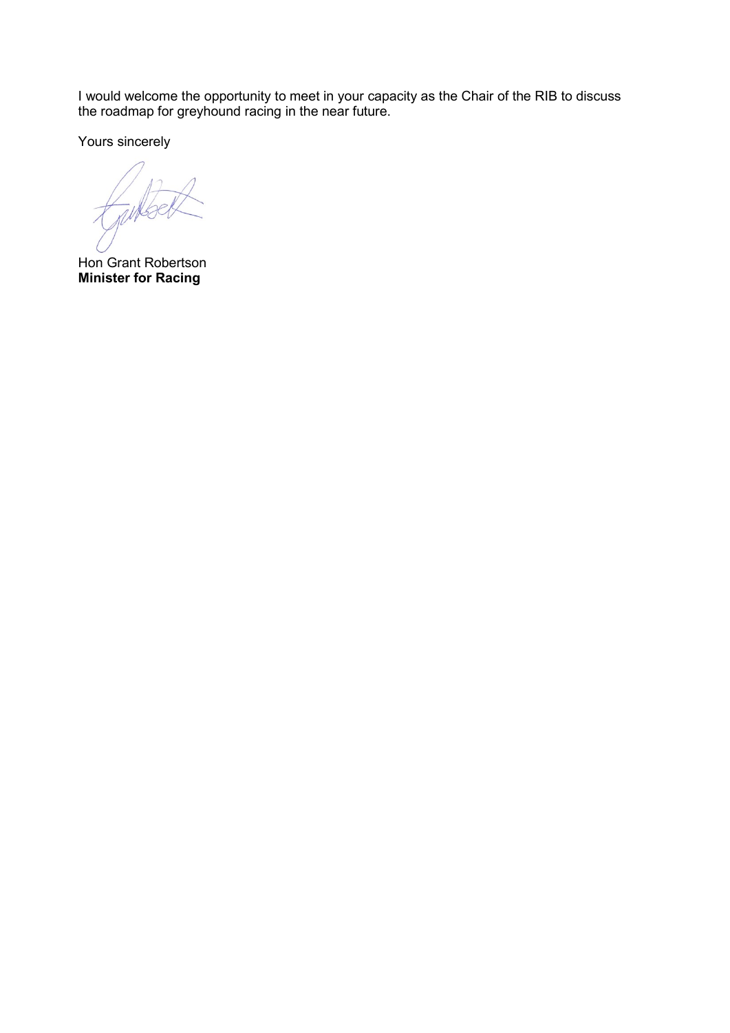I would welcome the opportunity to meet in your capacity as the Chair of the RIB to discuss the roadmap for greyhound racing in the near future.

Yours sincerely

Hon Grant Robertson
**Minister for Racing**